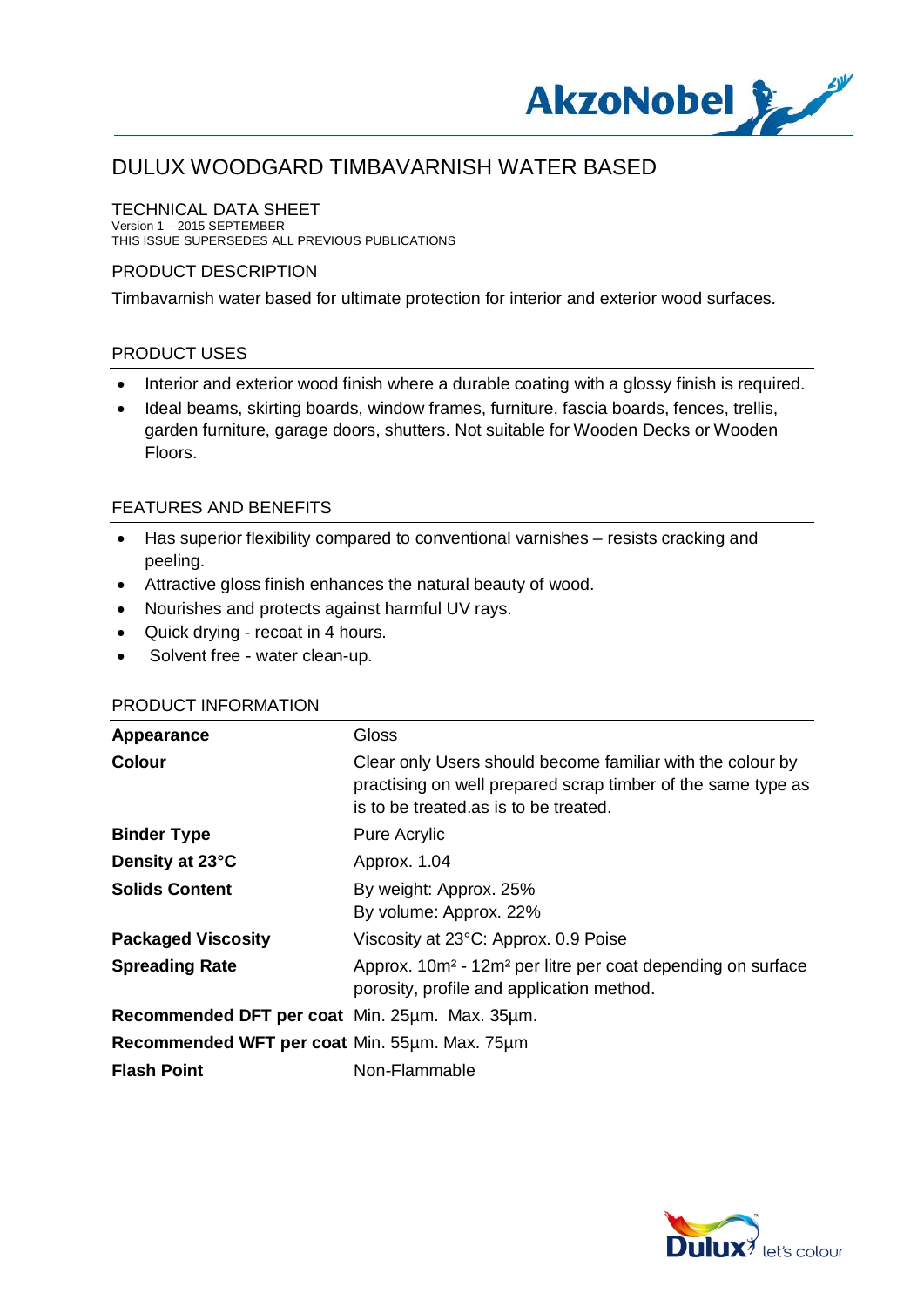# DULUX WOODGARD TIMBAVARNISH WATER BASED

## TECHNICAL DATA SHEET

Version 1 – 2015 SEPTEMBER
THIS ISSUE SUPERSEDES ALL PREVIOUS PUBLICATIONS

## PRODUCT DESCRIPTION

Timbavarnish water based for ultimate protection for interior and exterior wood surfaces.

## PRODUCT USES

- Interior and exterior wood finish where a durable coating with a glossy finish is required.
- Ideal beams, skirting boards, window frames, furniture, fascia boards, fences, trellis, garden furniture, garage doors, shutters. Not suitable for Wooden Decks or Wooden Floors.

## FEATURES AND BENEFITS

- Has superior flexibility compared to conventional varnishes – resists cracking and peeling.
- Attractive gloss finish enhances the natural beauty of wood.
- Nourishes and protects against harmful UV rays.
- Quick drying - recoat in 4 hours.
- Solvent free - water clean-up.

## PRODUCT INFORMATION

| | |
|---|---|
| **Appearance** | Gloss |
| **Colour** | Clear only Users should become familiar with the colour by practising on well prepared scrap timber of the same type as is to be treated.as is to be treated. |
| **Binder Type** | Pure Acrylic |
| **Density at 23°C** | Approx. 1.04 |
| **Solids Content** | By weight: Approx. 25%<br>By volume: Approx. 22% |
| **Packaged Viscosity** | Viscosity at 23°C: Approx. 0.9 Poise |
| **Spreading Rate** | Approx. 10m² - 12m² per litre per coat depending on surface porosity, profile and application method. |
| **Recommended DFT per coat** | Min. 25µm. Max. 35µm. |
| **Recommended WFT per coat** | Min. 55µm. Max. 75µm |
| **Flash Point** | Non-Flammable |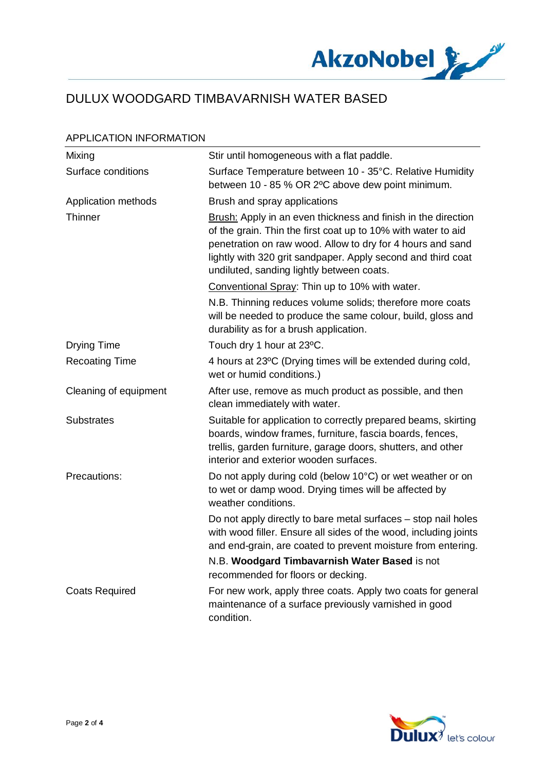# DULUX WOODGARD TIMBAVARNISH WATER BASED

## APPLICATION INFORMATION

| | |
|---|---|
| Mixing | Stir until homogeneous with a flat paddle. |
| Surface conditions | Surface Temperature between 10 - 35°C. Relative Humidity between 10 - 85 % OR 2ºC above dew point minimum. |
| Application methods | Brush and spray applications |
| Thinner | Brush: Apply in an even thickness and finish in the direction of the grain. Thin the first coat up to 10% with water to aid penetration on raw wood. Allow to dry for 4 hours and sand lightly with 320 grit sandpaper. Apply second and third coat undiluted, sanding lightly between coats. |
| | Conventional Spray: Thin up to 10% with water. |
| | N.B. Thinning reduces volume solids; therefore more coats will be needed to produce the same colour, build, gloss and durability as for a brush application. |
| Drying Time | Touch dry 1 hour at 23ºC. |
| Recoating Time | 4 hours at 23ºC (Drying times will be extended during cold, wet or humid conditions.) |
| Cleaning of equipment | After use, remove as much product as possible, and then clean immediately with water. |
| Substrates | Suitable for application to correctly prepared beams, skirting boards, window frames, furniture, fascia boards, fences, trellis, garden furniture, garage doors, shutters, and other interior and exterior wooden surfaces. |
| Precautions: | Do not apply during cold (below 10°C) or wet weather or on to wet or damp wood. Drying times will be affected by weather conditions. |
| | Do not apply directly to bare metal surfaces – stop nail holes with wood filler. Ensure all sides of the wood, including joints and end-grain, are coated to prevent moisture from entering. |
| | N.B. **Woodgard Timbavarnish Water Based** is not recommended for floors or decking. |
| Coats Required | For new work, apply three coats. Apply two coats for general maintenance of a surface previously varnished in good condition. |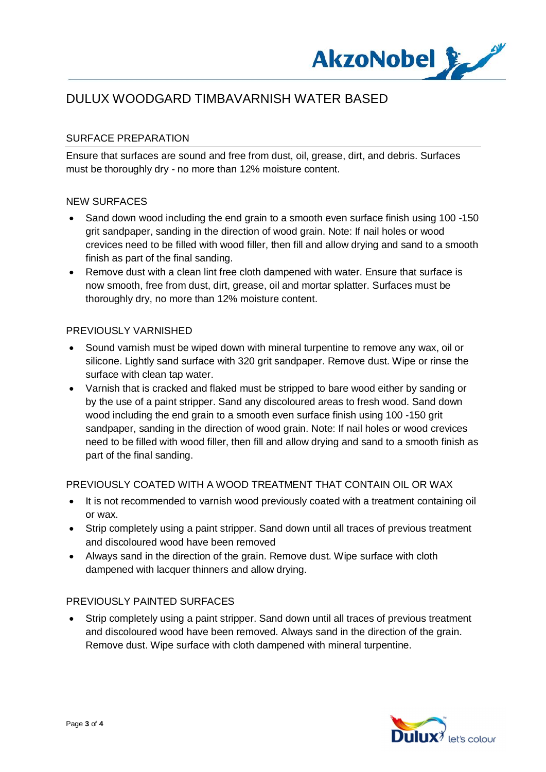# DULUX WOODGARD TIMBAVARNISH WATER BASED

## SURFACE PREPARATION

Ensure that surfaces are sound and free from dust, oil, grease, dirt, and debris. Surfaces must be thoroughly dry - no more than 12% moisture content.

### NEW SURFACES

- Sand down wood including the end grain to a smooth even surface finish using 100 -150 grit sandpaper, sanding in the direction of wood grain. Note: If nail holes or wood crevices need to be filled with wood filler, then fill and allow drying and sand to a smooth finish as part of the final sanding.
- Remove dust with a clean lint free cloth dampened with water. Ensure that surface is now smooth, free from dust, dirt, grease, oil and mortar splatter. Surfaces must be thoroughly dry, no more than 12% moisture content.

### PREVIOUSLY VARNISHED

- Sound varnish must be wiped down with mineral turpentine to remove any wax, oil or silicone. Lightly sand surface with 320 grit sandpaper. Remove dust. Wipe or rinse the surface with clean tap water.
- Varnish that is cracked and flaked must be stripped to bare wood either by sanding or by the use of a paint stripper. Sand any discoloured areas to fresh wood. Sand down wood including the end grain to a smooth even surface finish using 100 -150 grit sandpaper, sanding in the direction of wood grain. Note: If nail holes or wood crevices need to be filled with wood filler, then fill and allow drying and sand to a smooth finish as part of the final sanding.

### PREVIOUSLY COATED WITH A WOOD TREATMENT THAT CONTAIN OIL OR WAX

- It is not recommended to varnish wood previously coated with a treatment containing oil or wax.
- Strip completely using a paint stripper. Sand down until all traces of previous treatment and discoloured wood have been removed
- Always sand in the direction of the grain. Remove dust. Wipe surface with cloth dampened with lacquer thinners and allow drying.

### PREVIOUSLY PAINTED SURFACES

- Strip completely using a paint stripper. Sand down until all traces of previous treatment and discoloured wood have been removed. Always sand in the direction of the grain. Remove dust. Wipe surface with cloth dampened with mineral turpentine.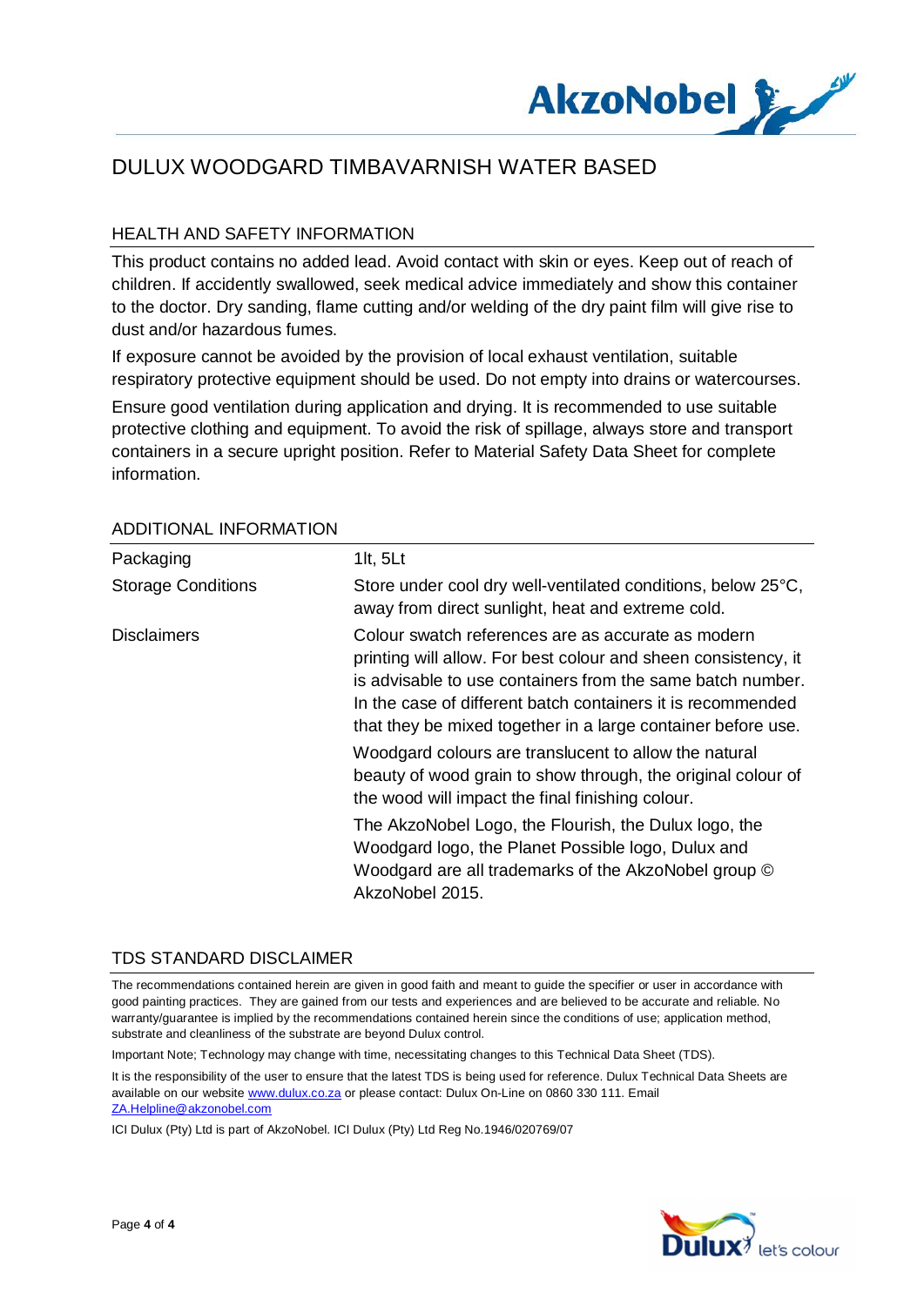# DULUX WOODGARD TIMBAVARNISH WATER BASED

## HEALTH AND SAFETY INFORMATION

This product contains no added lead. Avoid contact with skin or eyes. Keep out of reach of children. If accidentally swallowed, seek medical advice immediately and show this container to the doctor. Dry sanding, flame cutting and/or welding of the dry paint film will give rise to dust and/or hazardous fumes.

If exposure cannot be avoided by the provision of local exhaust ventilation, suitable respiratory protective equipment should be used. Do not empty into drains or watercourses.

Ensure good ventilation during application and drying. It is recommended to use suitable protective clothing and equipment. To avoid the risk of spillage, always store and transport containers in a secure upright position. Refer to Material Safety Data Sheet for complete information.

## ADDITIONAL INFORMATION

| | |
|---|---|
| Packaging | 1lt, 5Lt |
| Storage Conditions | Store under cool dry well-ventilated conditions, below 25°C, away from direct sunlight, heat and extreme cold. |
| Disclaimers | Colour swatch references are as accurate as modern printing will allow. For best colour and sheen consistency, it is advisable to use containers from the same batch number. In the case of different batch containers it is recommended that they be mixed together in a large container before use.<br><br>Woodgard colours are translucent to allow the natural beauty of wood grain to show through, the original colour of the wood will impact the final finishing colour.<br><br>The AkzoNobel Logo, the Flourish, the Dulux logo, the Woodgard logo, the Planet Possible logo, Dulux and Woodgard are all trademarks of the AkzoNobel group © AkzoNobel 2015. |

## TDS STANDARD DISCLAIMER

The recommendations contained herein are given in good faith and meant to guide the specifier or user in accordance with good painting practices. They are gained from our tests and experiences and are believed to be accurate and reliable. No warranty/guarantee is implied by the recommendations contained herein since the conditions of use; application method, substrate and cleanliness of the substrate are beyond Dulux control.

Important Note; Technology may change with time, necessitating changes to this Technical Data Sheet (TDS).

It is the responsibility of the user to ensure that the latest TDS is being used for reference. Dulux Technical Data Sheets are available on our website www.dulux.co.za or please contact: Dulux On-Line on 0860 330 111. Email ZA.Helpline@akzonobel.com

ICI Dulux (Pty) Ltd is part of AkzoNobel. ICI Dulux (Pty) Ltd Reg No.1946/020769/07